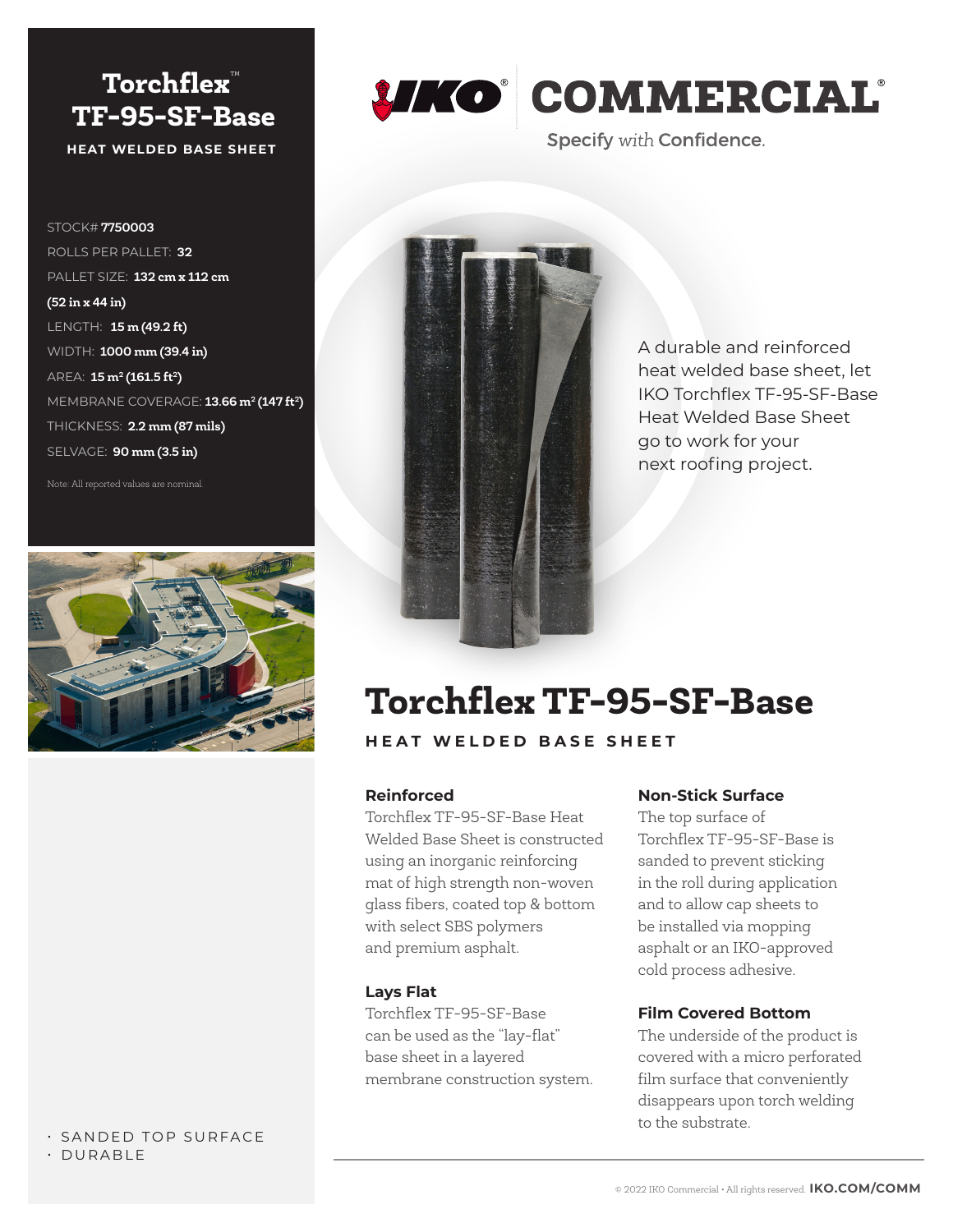# Torchflex™ TF-95-SF-Base

**HEAT WELDED BASE SHEET**

STOCK# **7750003**
ROLLS PER PALLET: **32**
PALLET SIZE: **132 cm x 112 cm (52 in x 44 in)**
LENGTH: **15 m (49.2 ft)**
WIDTH: **1000 mm (39.4 in)**
AREA: **15 m² (161.5 ft²)**
MEMBRANE COVERAGE: **13.66 m² (147 ft²)**
THICKNESS: **2.2 mm (87 mils)**
SELVAGE: **90 mm (3.5 in)**

Note: All reported values are nominal.

- SANDED TOP SURFACE
- DURABLE

IKO® COMMERCIAL®

Specify *with* Confidence.

A durable and reinforced heat welded base sheet, let IKO Torchflex TF-95-SF-Base Heat Welded Base Sheet go to work for your next roofing project.

# Torchflex TF-95-SF-Base

**HEAT WELDED BASE SHEET**

### Reinforced

Torchflex TF-95-SF-Base Heat Welded Base Sheet is constructed using an inorganic reinforcing mat of high strength non-woven glass fibers, coated top & bottom with select SBS polymers and premium asphalt.

### Lays Flat

Torchflex TF-95-SF-Base can be used as the "lay-flat" base sheet in a layered membrane construction system.

### Non-Stick Surface

The top surface of Torchflex TF-95-SF-Base is sanded to prevent sticking in the roll during application and to allow cap sheets to be installed via mopping asphalt or an IKO-approved cold process adhesive.

### Film Covered Bottom

The underside of the product is covered with a micro perforated film surface that conveniently disappears upon torch welding to the substrate.

© 2022 IKO Commercial • All rights reserved. **IKO.COM/COMM**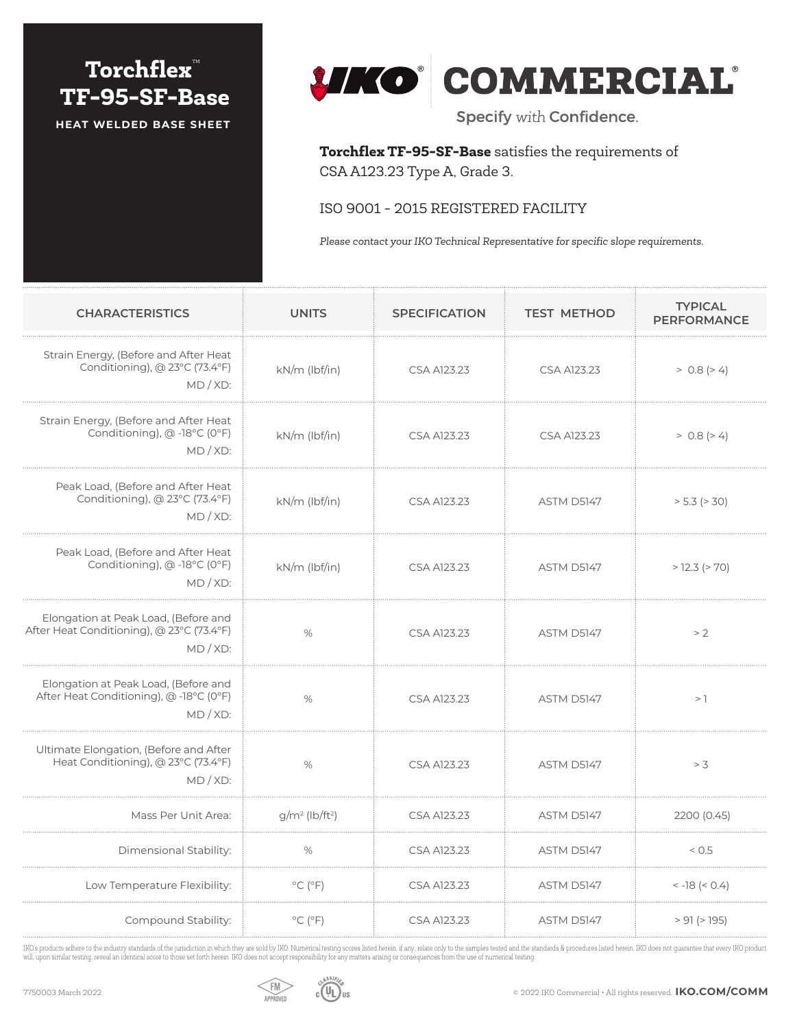# Torchflex™ TF-95-SF-Base

**HEAT WELDED BASE SHEET**

IKO® COMMERCIAL®

Specify *with* Confidence.

**Torchflex TF-95-SF-Base** satisfies the requirements of CSA A123.23 Type A, Grade 3.

ISO 9001 - 2015 REGISTERED FACILITY

*Please contact your IKO Technical Representative for specific slope requirements.*

| CHARACTERISTICS | UNITS | SPECIFICATION | TEST METHOD | TYPICAL PERFORMANCE |
|---|---|---|---|---|
| Strain Energy, (Before and After Heat Conditioning), @ 23°C (73.4°F) MD / XD: | kN/m (lbf/in) | CSA A123.23 | CSA A123.23 | > 0.8 (> 4) |
| Strain Energy, (Before and After Heat Conditioning), @ -18°C (0°F) MD / XD: | kN/m (lbf/in) | CSA A123.23 | CSA A123.23 | > 0.8 (> 4) |
| Peak Load, (Before and After Heat Conditioning), @ 23°C (73.4°F) MD / XD: | kN/m (lbf/in) | CSA A123.23 | ASTM D5147 | > 5.3 (> 30) |
| Peak Load, (Before and After Heat Conditioning), @ -18°C (0°F) MD / XD: | kN/m (lbf/in) | CSA A123.23 | ASTM D5147 | > 12.3 (> 70) |
| Elongation at Peak Load, (Before and After Heat Conditioning), @ 23°C (73.4°F) MD / XD: | % | CSA A123.23 | ASTM D5147 | > 2 |
| Elongation at Peak Load, (Before and After Heat Conditioning), @ -18°C (0°F) MD / XD: | % | CSA A123.23 | ASTM D5147 | > 1 |
| Ultimate Elongation, (Before and After Heat Conditioning), @ 23°C (73.4°F) MD / XD: | % | CSA A123.23 | ASTM D5147 | > 3 |
| Mass Per Unit Area: | g/m² (lb/ft²) | CSA A123.23 | ASTM D5147 | 2200 (0.45) |
| Dimensional Stability: | % | CSA A123.23 | ASTM D5147 | < 0.5 |
| Low Temperature Flexibility: | °C (°F) | CSA A123.23 | ASTM D5147 | < -18 (< 0.4) |
| Compound Stability: | °C (°F) | CSA A123.23 | ASTM D5147 | > 91 (> 195) |

IKO's products adhere to the industry standards of the jurisdiction in which they are sold by IKO. Numerical testing scores listed herein, if any, relate only to the samples tested and the standards & procedures listed herein. IKO does not guarantee that every IKO product will, upon similar testing, reveal an identical score to those set forth herein. IKO does not accept responsibility for any matters arising or consequences from the use of numerical testing.

7750003 March 2022

FM APPROVED

CLASSIFIED c UL US

© 2022 IKO Commercial • All rights reserved. **IKO.COM/COMM**